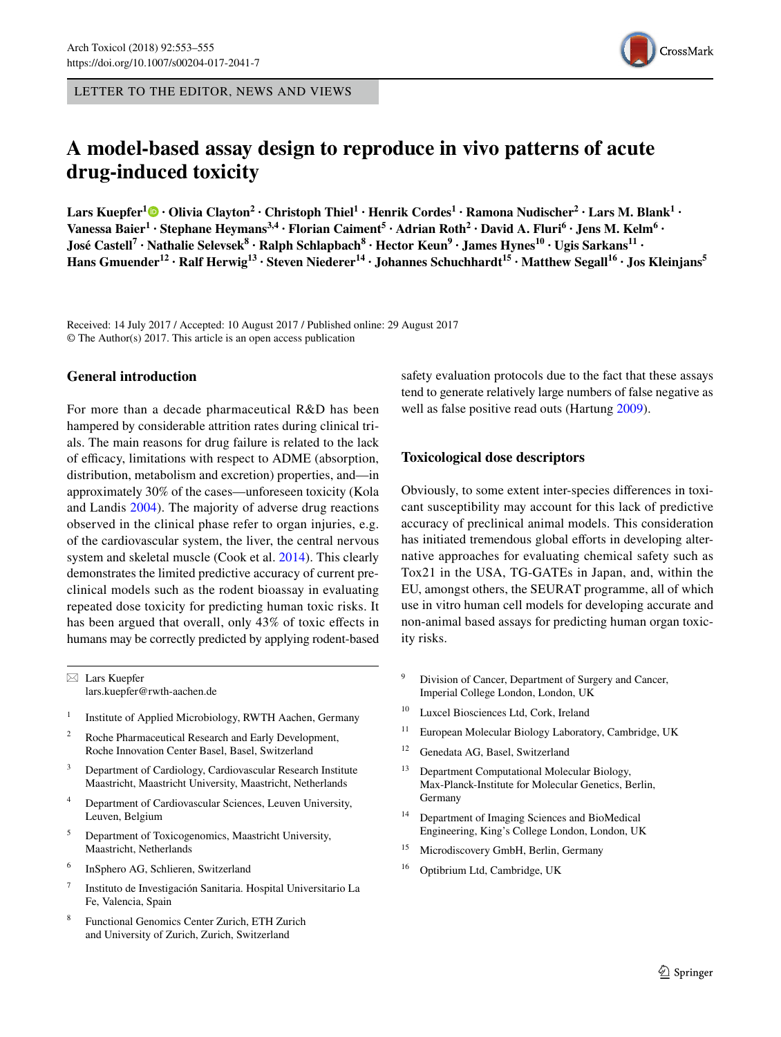LETTER TO THE EDITOR, NEWS AND VIEWS

# A model-based assay design to reproduce in vivo patterns of acute drug-induced toxicity

**Lars Kuepfer[1] · Olivia Clayton[2] · Christoph Thiel[1] · Henrik Cordes[1] · Ramona Nudischer[2] · Lars M. Blank[1] · Vanessa Baier[1] · Stephane Heymans[3,4] · Florian Caiment[5] · Adrian Roth[2] · David A. Fluri[6] · Jens M. Kelm[6] · José Castell[7] · Nathalie Selevsek[8] · Ralph Schlapbach[8] · Hector Keun[9] · James Hynes[10] · Ugis Sarkans[11] · Hans Gmuender[12] · Ralf Herwig[13] · Steven Niederer[14] · Johannes Schuchhardt[15] · Matthew Segall[16] · Jos Kleinjans[5]**

Received: 14 July 2017 / Accepted: 10 August 2017 / Published online: 29 August 2017
© The Author(s) 2017. This article is an open access publication

## General introduction

For more than a decade pharmaceutical R&D has been hampered by considerable attrition rates during clinical trials. The main reasons for drug failure is related to the lack of efficacy, limitations with respect to ADME (absorption, distribution, metabolism and excretion) properties, and—in approximately 30% of the cases—unforeseen toxicity (Kola and Landis 2004). The majority of adverse drug reactions observed in the clinical phase refer to organ injuries, e.g. of the cardiovascular system, the liver, the central nervous system and skeletal muscle (Cook et al. 2014). This clearly demonstrates the limited predictive accuracy of current preclinical models such as the rodent bioassay in evaluating repeated dose toxicity for predicting human toxic risks. It has been argued that overall, only 43% of toxic effects in humans may be correctly predicted by applying rodent-based safety evaluation protocols due to the fact that these assays tend to generate relatively large numbers of false negative as well as false positive read outs (Hartung 2009).

## Toxicological dose descriptors

Obviously, to some extent inter-species differences in toxicant susceptibility may account for this lack of predictive accuracy of preclinical animal models. This consideration has initiated tremendous global efforts in developing alternative approaches for evaluating chemical safety such as Tox21 in the USA, TG-GATEs in Japan, and, within the EU, amongst others, the SEURAT programme, all of which use in vitro human cell models for developing accurate and non-animal based assays for predicting human organ toxicity risks.

✉ Lars Kuepfer
lars.kuepfer@rwth-aachen.de

[1] Institute of Applied Microbiology, RWTH Aachen, Germany

[2] Roche Pharmaceutical Research and Early Development, Roche Innovation Center Basel, Basel, Switzerland

[3] Department of Cardiology, Cardiovascular Research Institute Maastricht, Maastricht University, Maastricht, Netherlands

[4] Department of Cardiovascular Sciences, Leuven University, Leuven, Belgium

[5] Department of Toxicogenomics, Maastricht University, Maastricht, Netherlands

[6] InSphero AG, Schlieren, Switzerland

[7] Instituto de Investigación Sanitaria. Hospital Universitario La Fe, Valencia, Spain

[8] Functional Genomics Center Zurich, ETH Zurich and University of Zurich, Zurich, Switzerland

[9] Division of Cancer, Department of Surgery and Cancer, Imperial College London, London, UK

[10] Luxcel Biosciences Ltd, Cork, Ireland

[11] European Molecular Biology Laboratory, Cambridge, UK

[12] Genedata AG, Basel, Switzerland

[13] Department Computational Molecular Biology, Max-Planck-Institute for Molecular Genetics, Berlin, Germany

[14] Department of Imaging Sciences and BioMedical Engineering, King's College London, London, UK

[15] Microdiscovery GmbH, Berlin, Germany

[16] Optibrium Ltd, Cambridge, UK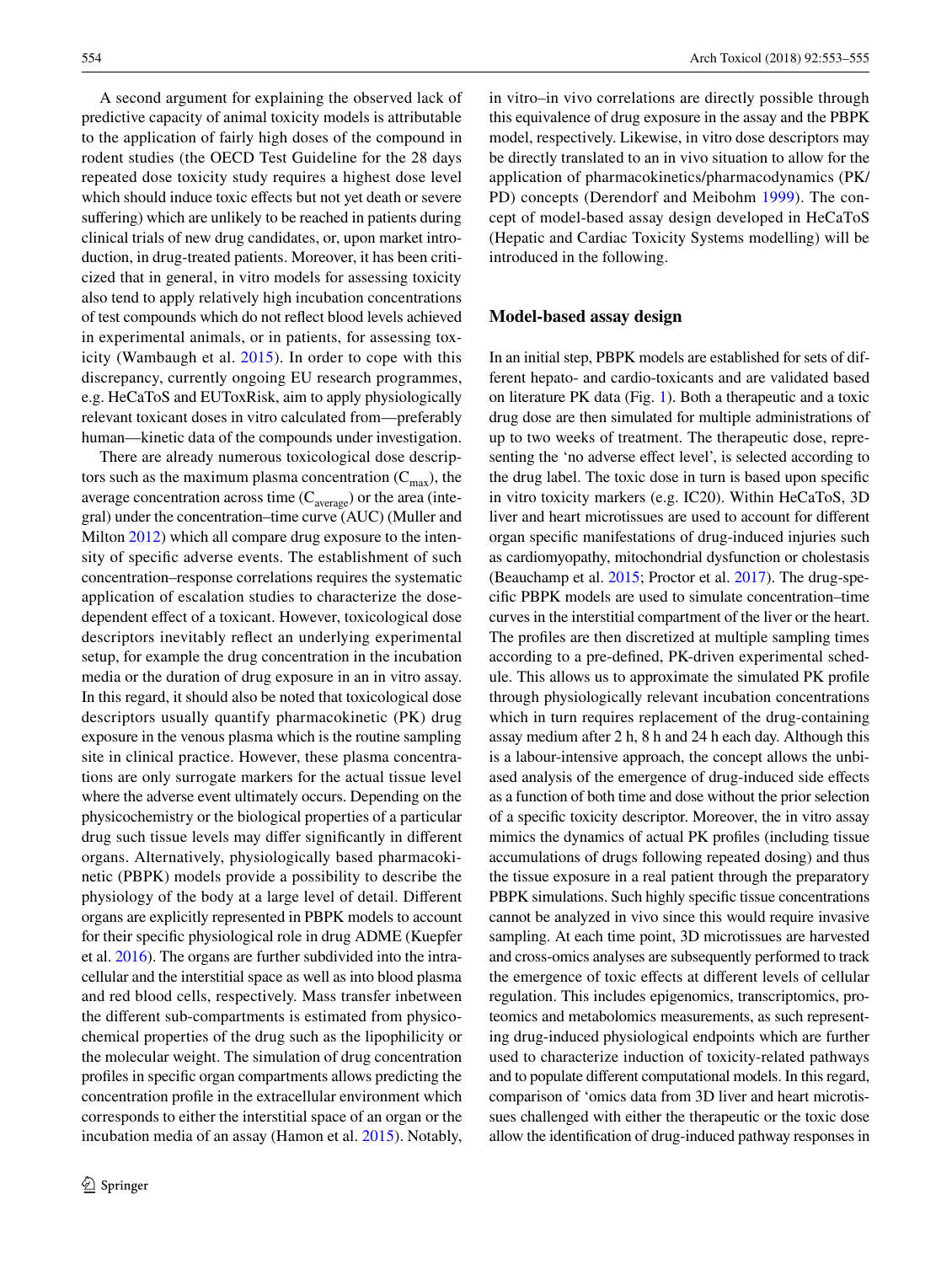A second argument for explaining the observed lack of predictive capacity of animal toxicity models is attributable to the application of fairly high doses of the compound in rodent studies (the OECD Test Guideline for the 28 days repeated dose toxicity study requires a highest dose level which should induce toxic effects but not yet death or severe suffering) which are unlikely to be reached in patients during clinical trials of new drug candidates, or, upon market introduction, in drug-treated patients. Moreover, it has been criticized that in general, in vitro models for assessing toxicity also tend to apply relatively high incubation concentrations of test compounds which do not reflect blood levels achieved in experimental animals, or in patients, for assessing toxicity (Wambaugh et al. 2015). In order to cope with this discrepancy, currently ongoing EU research programmes, e.g. HeCaToS and EUToxRisk, aim to apply physiologically relevant toxicant doses in vitro calculated from—preferably human—kinetic data of the compounds under investigation.

There are already numerous toxicological dose descriptors such as the maximum plasma concentration ($C_{max}$), the average concentration across time ($C_{average}$) or the area (integral) under the concentration–time curve (AUC) (Muller and Milton 2012) which all compare drug exposure to the intensity of specific adverse events. The establishment of such concentration–response correlations requires the systematic application of escalation studies to characterize the dose-dependent effect of a toxicant. However, toxicological dose descriptors inevitably reflect an underlying experimental setup, for example the drug concentration in the incubation media or the duration of drug exposure in an in vitro assay. In this regard, it should also be noted that toxicological dose descriptors usually quantify pharmacokinetic (PK) drug exposure in the venous plasma which is the routine sampling site in clinical practice. However, these plasma concentrations are only surrogate markers for the actual tissue level where the adverse event ultimately occurs. Depending on the physicochemistry or the biological properties of a particular drug such tissue levels may differ significantly in different organs. Alternatively, physiologically based pharmacokinetic (PBPK) models provide a possibility to describe the physiology of the body at a large level of detail. Different organs are explicitly represented in PBPK models to account for their specific physiological role in drug ADME (Kuepfer et al. 2016). The organs are further subdivided into the intracellular and the interstitial space as well as into blood plasma and red blood cells, respectively. Mass transfer inbetween the different sub-compartments is estimated from physicochemical properties of the drug such as the lipophilicity or the molecular weight. The simulation of drug concentration profiles in specific organ compartments allows predicting the concentration profile in the extracellular environment which corresponds to either the interstitial space of an organ or the incubation media of an assay (Hamon et al. 2015). Notably, in vitro–in vivo correlations are directly possible through this equivalence of drug exposure in the assay and the PBPK model, respectively. Likewise, in vitro dose descriptors may be directly translated to an in vivo situation to allow for the application of pharmacokinetics/pharmacodynamics (PK/PD) concepts (Derendorf and Meibohm 1999). The concept of model-based assay design developed in HeCaToS (Hepatic and Cardiac Toxicity Systems modelling) will be introduced in the following.

## Model-based assay design

In an initial step, PBPK models are established for sets of different hepato- and cardio-toxicants and are validated based on literature PK data (Fig. 1). Both a therapeutic and a toxic drug dose are then simulated for multiple administrations of up to two weeks of treatment. The therapeutic dose, representing the 'no adverse effect level', is selected according to the drug label. The toxic dose in turn is based upon specific in vitro toxicity markers (e.g. IC20). Within HeCaToS, 3D liver and heart microtissues are used to account for different organ specific manifestations of drug-induced injuries such as cardiomyopathy, mitochondrial dysfunction or cholestasis (Beauchamp et al. 2015; Proctor et al. 2017). The drug-specific PBPK models are used to simulate concentration–time curves in the interstitial compartment of the liver or the heart. The profiles are then discretized at multiple sampling times according to a pre-defined, PK-driven experimental schedule. This allows us to approximate the simulated PK profile through physiologically relevant incubation concentrations which in turn requires replacement of the drug-containing assay medium after 2 h, 8 h and 24 h each day. Although this is a labour-intensive approach, the concept allows the unbiased analysis of the emergence of drug-induced side effects as a function of both time and dose without the prior selection of a specific toxicity descriptor. Moreover, the in vitro assay mimics the dynamics of actual PK profiles (including tissue accumulations of drugs following repeated dosing) and thus the tissue exposure in a real patient through the preparatory PBPK simulations. Such highly specific tissue concentrations cannot be analyzed in vivo since this would require invasive sampling. At each time point, 3D microtissues are harvested and cross-omics analyses are subsequently performed to track the emergence of toxic effects at different levels of cellular regulation. This includes epigenomics, transcriptomics, proteomics and metabolomics measurements, as such representing drug-induced physiological endpoints which are further used to characterize induction of toxicity-related pathways and to populate different computational models. In this regard, comparison of 'omics data from 3D liver and heart microtissues challenged with either the therapeutic or the toxic dose allow the identification of drug-induced pathway responses in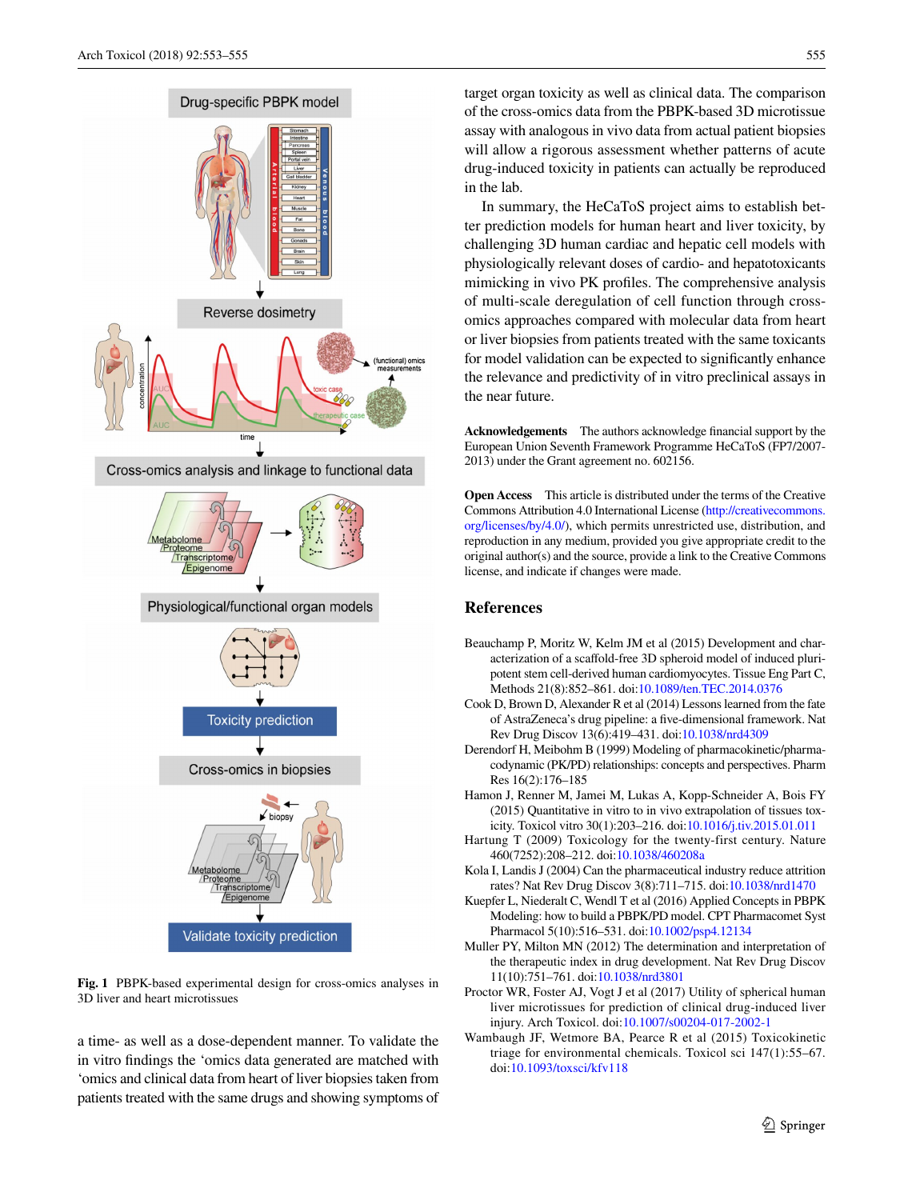Drug-specific PBPK model

Stomach
Intestine
Pancreas
Spleen
Portal vein
Liver
Gall bladder
Kidney
Heart
Muscle
Fat
Bone
Gonads
Brain
Skin
Lung

Arterial blood
Venous blood

Reverse dosimetry

concentration
AUC
AUC
time
toxic case
therapeutic case
(functional) omics measurements

Cross-omics analysis and linkage to functional data

Metabolome
Proteome
Transcriptome
Epigenome

Physiological/functional organ models

Toxicity prediction

Cross-omics in biopsies

biopsy
Metabolome
Proteome
Transcriptome
Epigenome

Validate toxicity prediction

**Fig. 1** PBPK-based experimental design for cross-omics analyses in 3D liver and heart microtissues

a time- as well as a dose-dependent manner. To validate the in vitro findings the 'omics data generated are matched with 'omics and clinical data from heart of liver biopsies taken from patients treated with the same drugs and showing symptoms of target organ toxicity as well as clinical data. The comparison of the cross-omics data from the PBPK-based 3D microtissue assay with analogous in vivo data from actual patient biopsies will allow a rigorous assessment whether patterns of acute drug-induced toxicity in patients can actually be reproduced in the lab.

In summary, the HeCaToS project aims to establish better prediction models for human heart and liver toxicity, by challenging 3D human cardiac and hepatic cell models with physiologically relevant doses of cardio- and hepatotoxicants mimicking in vivo PK profiles. The comprehensive analysis of multi-scale deregulation of cell function through cross-omics approaches compared with molecular data from heart or liver biopsies from patients treated with the same toxicants for model validation can be expected to significantly enhance the relevance and predictivity of in vitro preclinical assays in the near future.

**Acknowledgements** The authors acknowledge financial support by the European Union Seventh Framework Programme HeCaToS (FP7/2007-2013) under the Grant agreement no. 602156.

**Open Access** This article is distributed under the terms of the Creative Commons Attribution 4.0 International License (http://creativecommons.org/licenses/by/4.0/), which permits unrestricted use, distribution, and reproduction in any medium, provided you give appropriate credit to the original author(s) and the source, provide a link to the Creative Commons license, and indicate if changes were made.

## References

Beauchamp P, Moritz W, Kelm JM et al (2015) Development and characterization of a scaffold-free 3D spheroid model of induced pluripotent stem cell-derived human cardiomyocytes. Tissue Eng Part C, Methods 21(8):852–861. doi:10.1089/ten.TEC.2014.0376

Cook D, Brown D, Alexander R et al (2014) Lessons learned from the fate of AstraZeneca's drug pipeline: a five-dimensional framework. Nat Rev Drug Discov 13(6):419–431. doi:10.1038/nrd4309

Derendorf H, Meibohm B (1999) Modeling of pharmacokinetic/pharmacodynamic (PK/PD) relationships: concepts and perspectives. Pharm Res 16(2):176–185

Hamon J, Renner M, Jamei M, Lukas A, Kopp-Schneider A, Bois FY (2015) Quantitative in vitro to in vivo extrapolation of tissues toxicity. Toxicol vitro 30(1):203–216. doi:10.1016/j.tiv.2015.01.011

Hartung T (2009) Toxicology for the twenty-first century. Nature 460(7252):208–212. doi:10.1038/460208a

Kola I, Landis J (2004) Can the pharmaceutical industry reduce attrition rates? Nat Rev Drug Discov 3(8):711–715. doi:10.1038/nrd1470

Kuepfer L, Niederalt C, Wendl T et al (2016) Applied Concepts in PBPK Modeling: how to build a PBPK/PD model. CPT Pharmacomet Syst Pharmacol 5(10):516–531. doi:10.1002/psp4.12134

Muller PY, Milton MN (2012) The determination and interpretation of the therapeutic index in drug development. Nat Rev Drug Discov 11(10):751–761. doi:10.1038/nrd3801

Proctor WR, Foster AJ, Vogt J et al (2017) Utility of spherical human liver microtissues for prediction of clinical drug-induced liver injury. Arch Toxicol. doi:10.1007/s00204-017-2002-1

Wambaugh JF, Wetmore BA, Pearce R et al (2015) Toxicokinetic triage for environmental chemicals. Toxicol sci 147(1):55–67. doi:10.1093/toxsci/kfv118